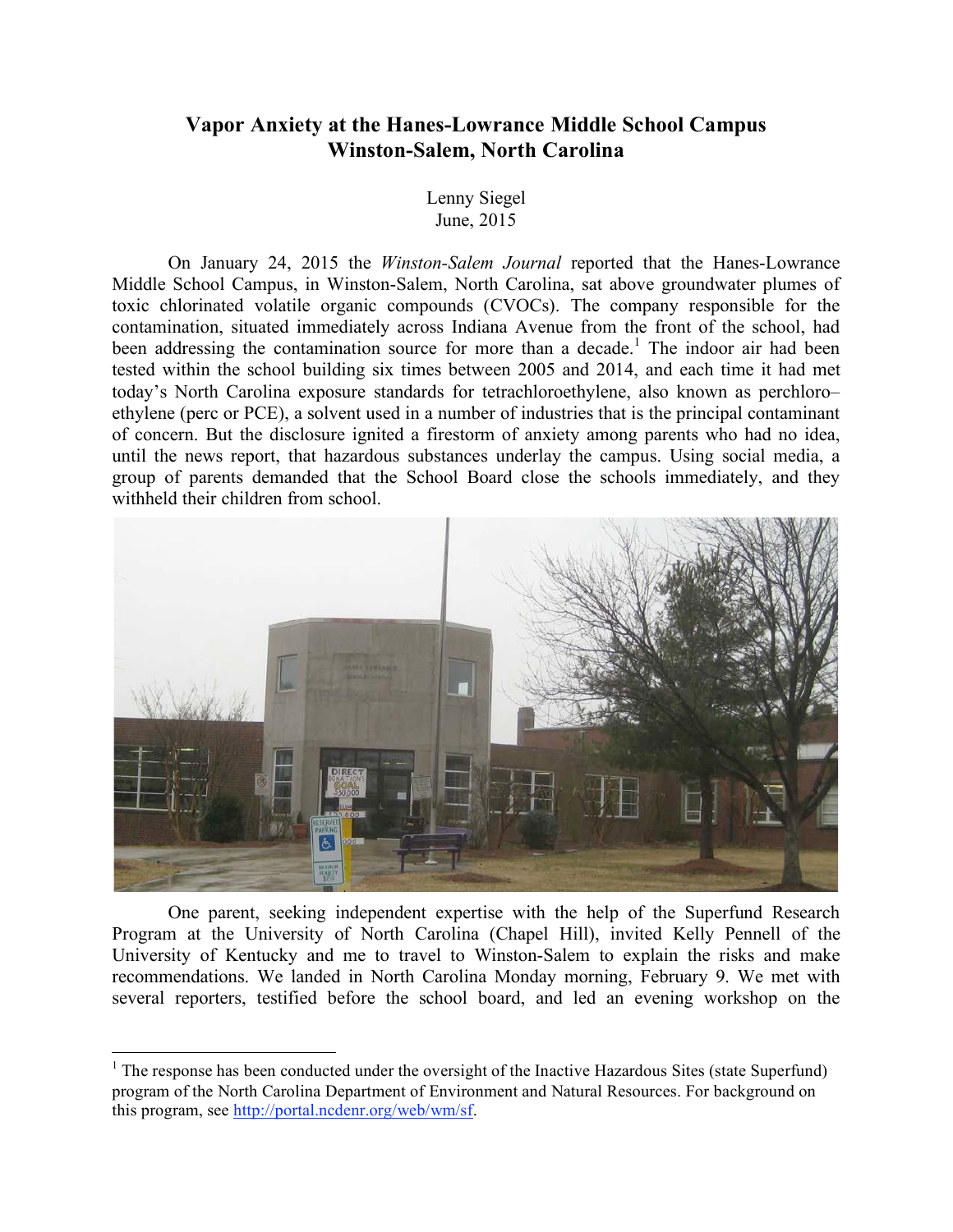# Vapor Anxiety at the Hanes-Lowrance Middle School Campus
# Winston-Salem, North Carolina

Lenny Siegel
June, 2015

On January 24, 2015 the *Winston-Salem Journal* reported that the Hanes-Lowrance Middle School Campus, in Winston-Salem, North Carolina, sat above groundwater plumes of toxic chlorinated volatile organic compounds (CVOCs). The company responsible for the contamination, situated immediately across Indiana Avenue from the front of the school, had been addressing the contamination source for more than a decade.[1] The indoor air had been tested within the school building six times between 2005 and 2014, and each time it had met today's North Carolina exposure standards for tetrachloroethylene, also known as perchloro–ethylene (perc or PCE), a solvent used in a number of industries that is the principal contaminant of concern. But the disclosure ignited a firestorm of anxiety among parents who had no idea, until the news report, that hazardous substances underlay the campus. Using social media, a group of parents demanded that the School Board close the schools immediately, and they withheld their children from school.

One parent, seeking independent expertise with the help of the Superfund Research Program at the University of North Carolina (Chapel Hill), invited Kelly Pennell of the University of Kentucky and me to travel to Winston-Salem to explain the risks and make recommendations. We landed in North Carolina Monday morning, February 9. We met with several reporters, testified before the school board, and led an evening workshop on the

[1] The response has been conducted under the oversight of the Inactive Hazardous Sites (state Superfund) program of the North Carolina Department of Environment and Natural Resources. For background on this program, see http://portal.ncdenr.org/web/wm/sf.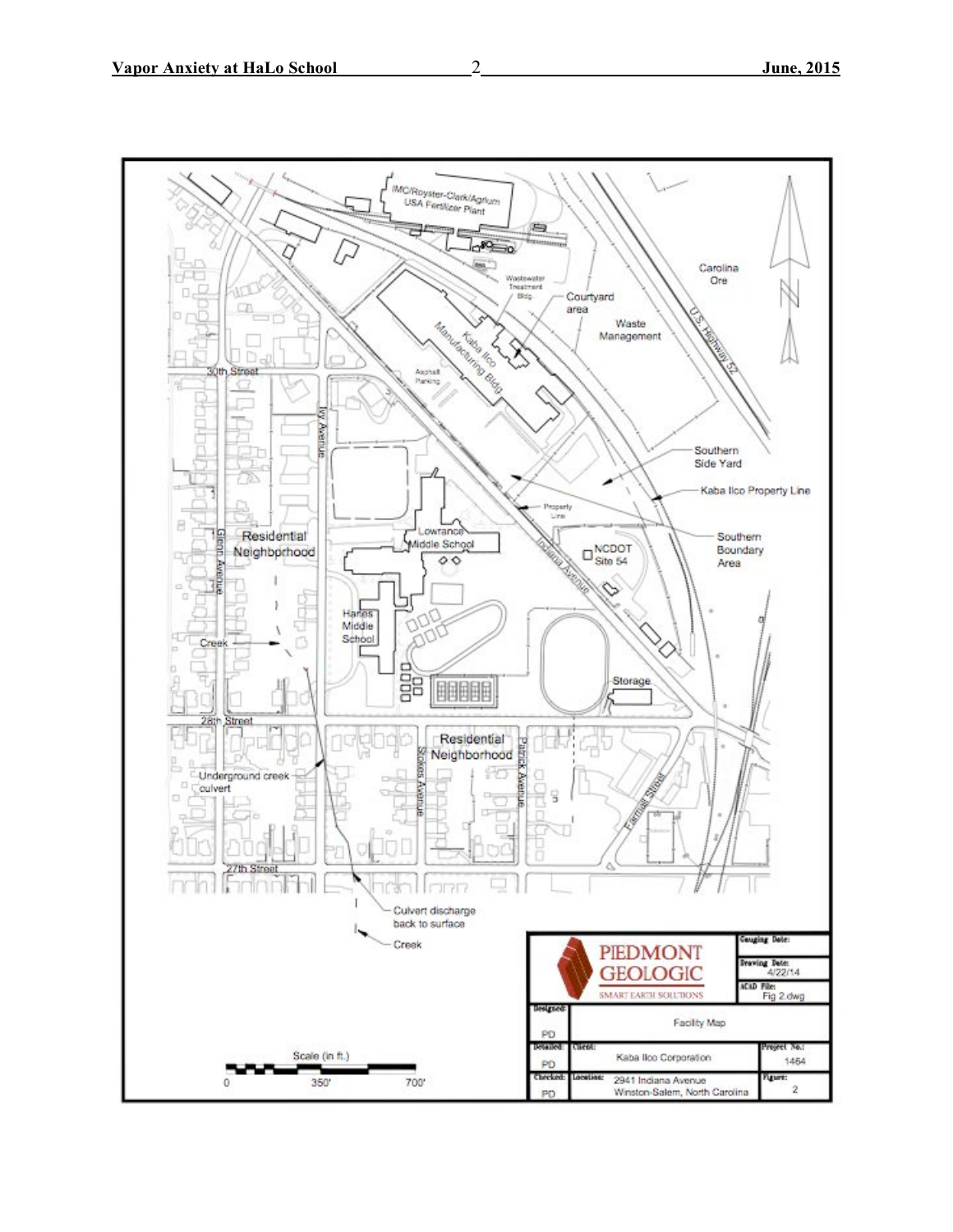| PIEDMONT GEOLOGIC SMART EARTH SOLUTIONS | | Gauging Date: |
| --- | --- | --- |
| | | Drawing Date: 4/22/14 |
| | | ACAD File: Fig 2.dwg |
| Designed: PD | Facility Map | |
| Detailed: PD | Client: Kaba Ilco Corporation | Project No.: 1464 |
| Checked: PD | Location: 2941 Indiana Avenue Winston-Salem, North Carolina | Figure: 2 |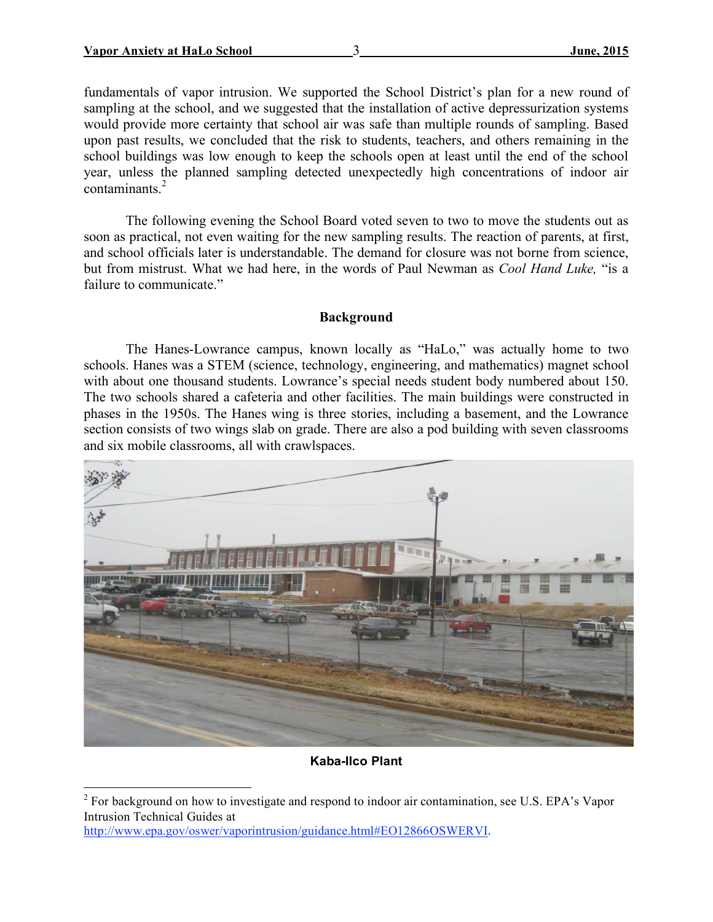fundamentals of vapor intrusion. We supported the School District's plan for a new round of sampling at the school, and we suggested that the installation of active depressurization systems would provide more certainty that school air was safe than multiple rounds of sampling. Based upon past results, we concluded that the risk to students, teachers, and others remaining in the school buildings was low enough to keep the schools open at least until the end of the school year, unless the planned sampling detected unexpectedly high concentrations of indoor air contaminants.[2]

The following evening the School Board voted seven to two to move the students out as soon as practical, not even waiting for the new sampling results. The reaction of parents, at first, and school officials later is understandable. The demand for closure was not borne from science, but from mistrust. What we had here, in the words of Paul Newman as *Cool Hand Luke,* "is a failure to communicate."

## Background

The Hanes-Lowrance campus, known locally as "HaLo," was actually home to two schools. Hanes was a STEM (science, technology, engineering, and mathematics) magnet school with about one thousand students. Lowrance's special needs student body numbered about 150. The two schools shared a cafeteria and other facilities. The main buildings were constructed in phases in the 1950s. The Hanes wing is three stories, including a basement, and the Lowrance section consists of two wings slab on grade. There are also a pod building with seven classrooms and six mobile classrooms, all with crawlspaces.

**Kaba-Ilco Plant**

[2] For background on how to investigate and respond to indoor air contamination, see U.S. EPA's Vapor Intrusion Technical Guides at http://www.epa.gov/oswer/vaporintrusion/guidance.html#EO12866OSWERVI.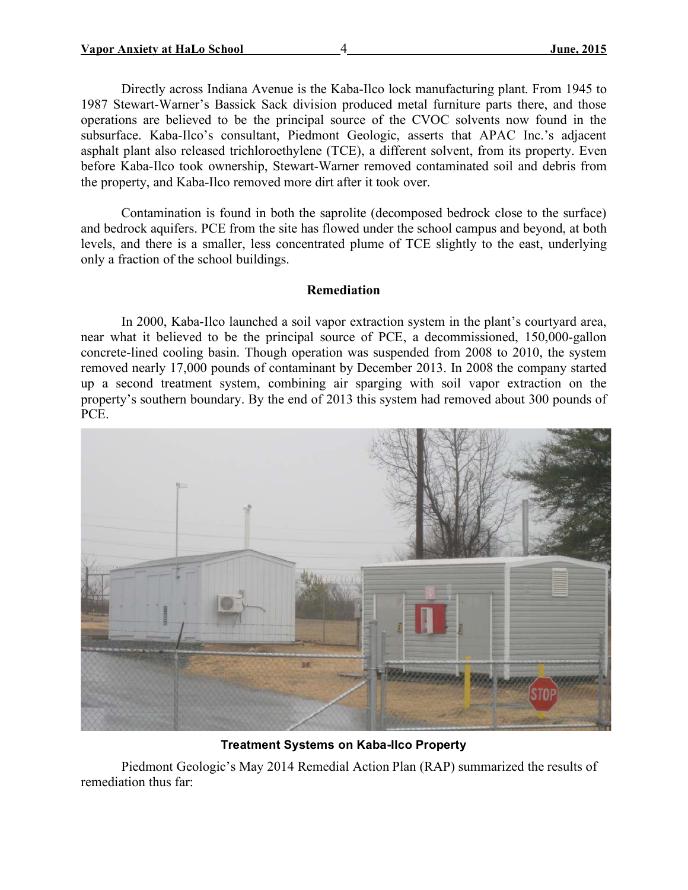Directly across Indiana Avenue is the Kaba-Ilco lock manufacturing plant. From 1945 to 1987 Stewart-Warner's Bassick Sack division produced metal furniture parts there, and those operations are believed to be the principal source of the CVOC solvents now found in the subsurface. Kaba-Ilco's consultant, Piedmont Geologic, asserts that APAC Inc.'s adjacent asphalt plant also released trichloroethylene (TCE), a different solvent, from its property. Even before Kaba-Ilco took ownership, Stewart-Warner removed contaminated soil and debris from the property, and Kaba-Ilco removed more dirt after it took over.

Contamination is found in both the saprolite (decomposed bedrock close to the surface) and bedrock aquifers. PCE from the site has flowed under the school campus and beyond, at both levels, and there is a smaller, less concentrated plume of TCE slightly to the east, underlying only a fraction of the school buildings.

## Remediation

In 2000, Kaba-Ilco launched a soil vapor extraction system in the plant's courtyard area, near what it believed to be the principal source of PCE, a decommissioned, 150,000-gallon concrete-lined cooling basin. Though operation was suspended from 2008 to 2010, the system removed nearly 17,000 pounds of contaminant by December 2013. In 2008 the company started up a second treatment system, combining air sparging with soil vapor extraction on the property's southern boundary. By the end of 2013 this system had removed about 300 pounds of PCE.

**Treatment Systems on Kaba-Ilco Property**

Piedmont Geologic's May 2014 Remedial Action Plan (RAP) summarized the results of remediation thus far: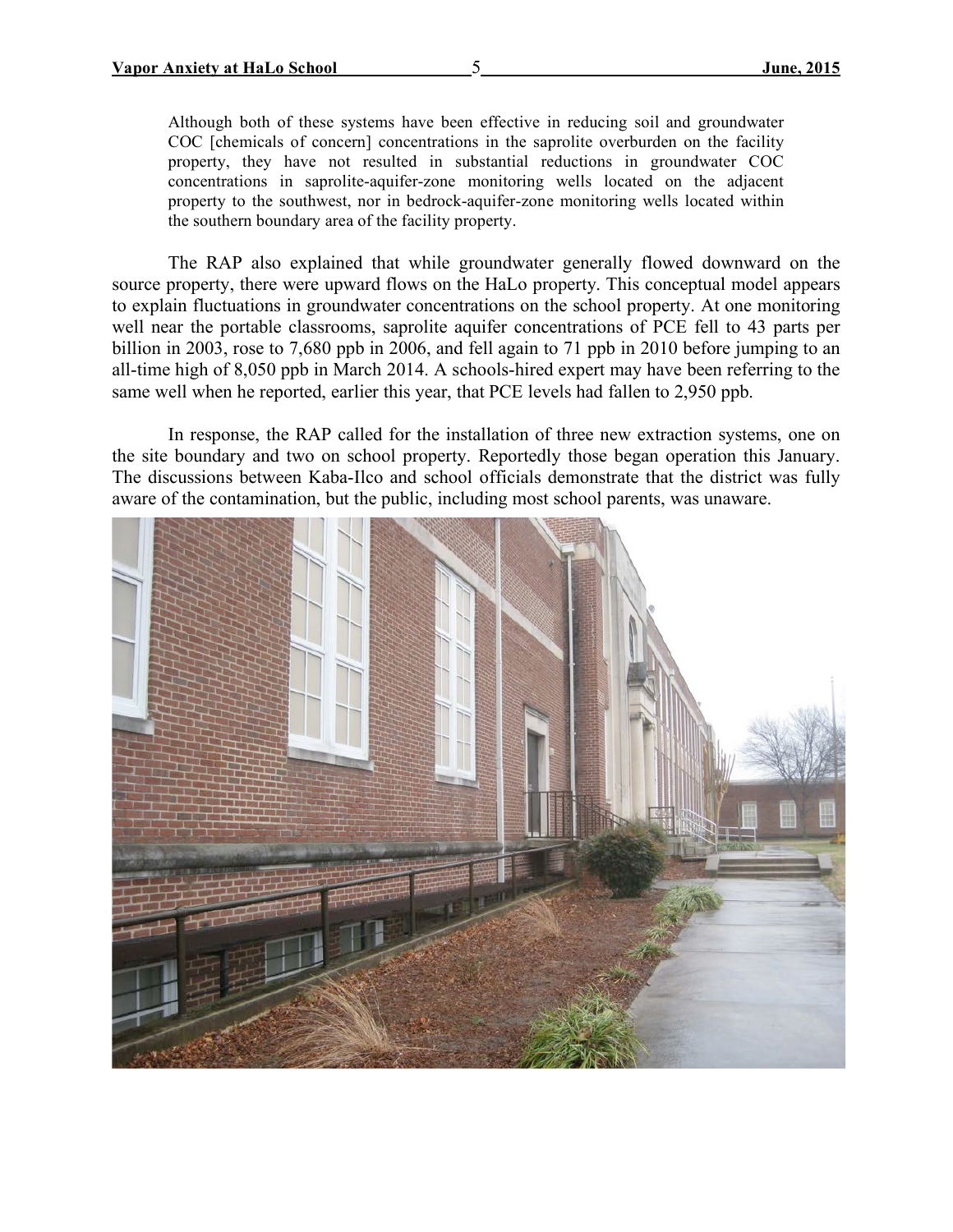> Although both of these systems have been effective in reducing soil and groundwater COC [chemicals of concern] concentrations in the saprolite overburden on the facility property, they have not resulted in substantial reductions in groundwater COC concentrations in saprolite-aquifer-zone monitoring wells located on the adjacent property to the southwest, nor in bedrock-aquifer-zone monitoring wells located within the southern boundary area of the facility property.

The RAP also explained that while groundwater generally flowed downward on the source property, there were upward flows on the HaLo property. This conceptual model appears to explain fluctuations in groundwater concentrations on the school property. At one monitoring well near the portable classrooms, saprolite aquifer concentrations of PCE fell to 43 parts per billion in 2003, rose to 7,680 ppb in 2006, and fell again to 71 ppb in 2010 before jumping to an all-time high of 8,050 ppb in March 2014. A schools-hired expert may have been referring to the same well when he reported, earlier this year, that PCE levels had fallen to 2,950 ppb.

In response, the RAP called for the installation of three new extraction systems, one on the site boundary and two on school property. Reportedly those began operation this January. The discussions between Kaba-Ilco and school officials demonstrate that the district was fully aware of the contamination, but the public, including most school parents, was unaware.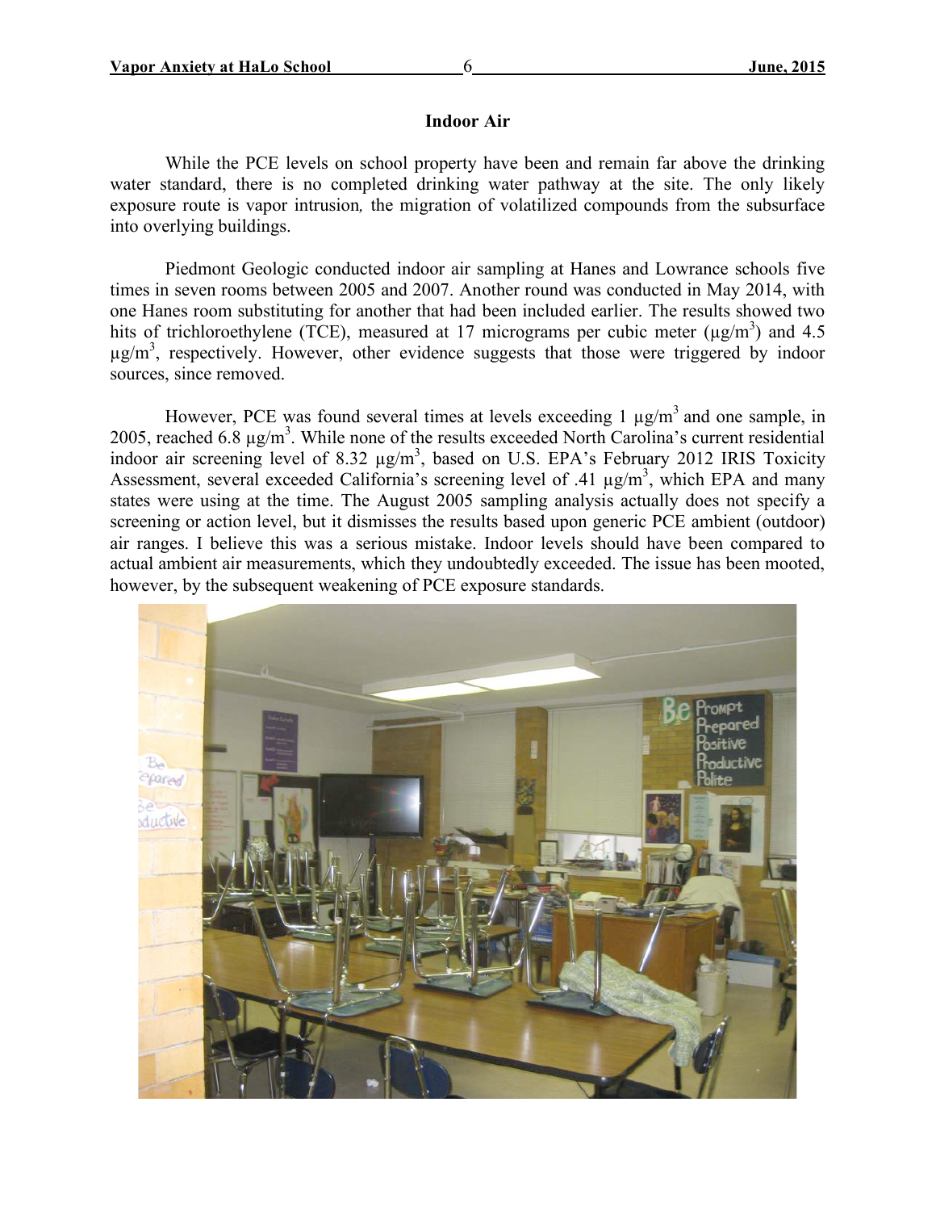## Indoor Air

While the PCE levels on school property have been and remain far above the drinking water standard, there is no completed drinking water pathway at the site. The only likely exposure route is vapor intrusion, the migration of volatilized compounds from the subsurface into overlying buildings.

Piedmont Geologic conducted indoor air sampling at Hanes and Lowrance schools five times in seven rooms between 2005 and 2007. Another round was conducted in May 2014, with one Hanes room substituting for another that had been included earlier. The results showed two hits of trichloroethylene (TCE), measured at 17 micrograms per cubic meter ($\mu g/m^3$) and 4.5 $\mu g/m^3$, respectively. However, other evidence suggests that those were triggered by indoor sources, since removed.

However, PCE was found several times at levels exceeding 1 $\mu g/m^3$ and one sample, in 2005, reached 6.8 $\mu g/m^3$. While none of the results exceeded North Carolina's current residential indoor air screening level of 8.32 $\mu g/m^3$, based on U.S. EPA's February 2012 IRIS Toxicity Assessment, several exceeded California's screening level of .41 $\mu g/m^3$, which EPA and many states were using at the time. The August 2005 sampling analysis actually does not specify a screening or action level, but it dismisses the results based upon generic PCE ambient (outdoor) air ranges. I believe this was a serious mistake. Indoor levels should have been compared to actual ambient air measurements, which they undoubtedly exceeded. The issue has been mooted, however, by the subsequent weakening of PCE exposure standards.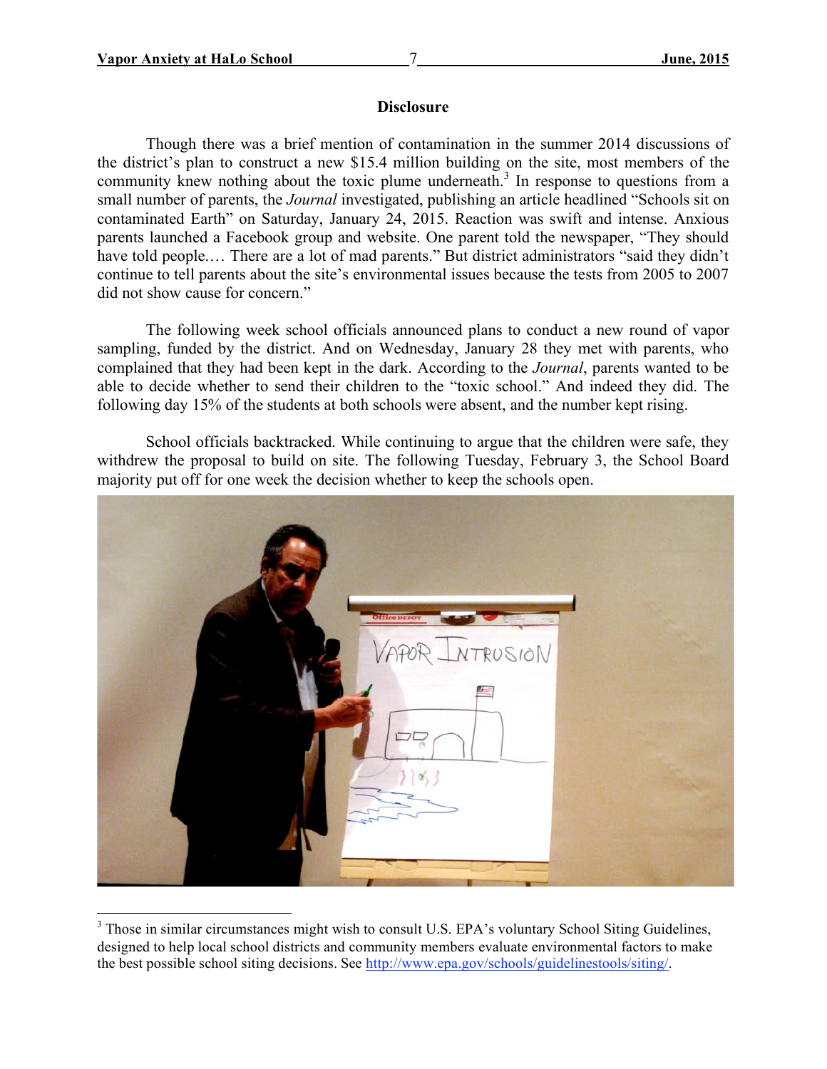## Disclosure

Though there was a brief mention of contamination in the summer 2014 discussions of the district's plan to construct a new $15.4 million building on the site, most members of the community knew nothing about the toxic plume underneath.[3] In response to questions from a small number of parents, the *Journal* investigated, publishing an article headlined "Schools sit on contaminated Earth" on Saturday, January 24, 2015. Reaction was swift and intense. Anxious parents launched a Facebook group and website. One parent told the newspaper, "They should have told people.… There are a lot of mad parents." But district administrators "said they didn't continue to tell parents about the site's environmental issues because the tests from 2005 to 2007 did not show cause for concern."

The following week school officials announced plans to conduct a new round of vapor sampling, funded by the district. And on Wednesday, January 28 they met with parents, who complained that they had been kept in the dark. According to the *Journal*, parents wanted to be able to decide whether to send their children to the "toxic school." And indeed they did. The following day 15% of the students at both schools were absent, and the number kept rising.

School officials backtracked. While continuing to argue that the children were safe, they withdrew the proposal to build on site. The following Tuesday, February 3, the School Board majority put off for one week the decision whether to keep the schools open.

[3] Those in similar circumstances might wish to consult U.S. EPA's voluntary School Siting Guidelines, designed to help local school districts and community members evaluate environmental factors to make the best possible school siting decisions. See http://www.epa.gov/schools/guidelinestools/siting/.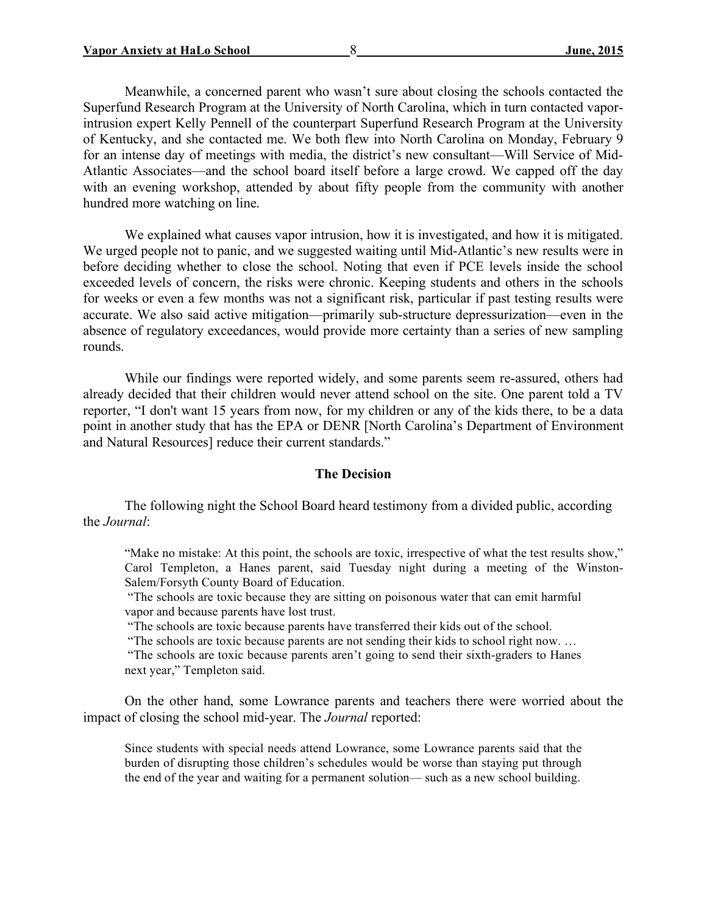Meanwhile, a concerned parent who wasn't sure about closing the schools contacted the Superfund Research Program at the University of North Carolina, which in turn contacted vapor-intrusion expert Kelly Pennell of the counterpart Superfund Research Program at the University of Kentucky, and she contacted me. We both flew into North Carolina on Monday, February 9 for an intense day of meetings with media, the district's new consultant—Will Service of Mid-Atlantic Associates—and the school board itself before a large crowd. We capped off the day with an evening workshop, attended by about fifty people from the community with another hundred more watching on line.

We explained what causes vapor intrusion, how it is investigated, and how it is mitigated. We urged people not to panic, and we suggested waiting until Mid-Atlantic's new results were in before deciding whether to close the school. Noting that even if PCE levels inside the school exceeded levels of concern, the risks were chronic. Keeping students and others in the schools for weeks or even a few months was not a significant risk, particular if past testing results were accurate. We also said active mitigation—primarily sub-structure depressurization—even in the absence of regulatory exceedances, would provide more certainty than a series of new sampling rounds.

While our findings were reported widely, and some parents seem re-assured, others had already decided that their children would never attend school on the site. One parent told a TV reporter, "I don't want 15 years from now, for my children or any of the kids there, to be a data point in another study that has the EPA or DENR [North Carolina's Department of Environment and Natural Resources] reduce their current standards."

## The Decision

The following night the School Board heard testimony from a divided public, according the *Journal*:

> "Make no mistake: At this point, the schools are toxic, irrespective of what the test results show," Carol Templeton, a Hanes parent, said Tuesday night during a meeting of the Winston-Salem/Forsyth County Board of Education.
>
> "The schools are toxic because they are sitting on poisonous water that can emit harmful vapor and because parents have lost trust.
>
> "The schools are toxic because parents have transferred their kids out of the school.
>
> "The schools are toxic because parents are not sending their kids to school right now. …
>
> "The schools are toxic because parents aren't going to send their sixth-graders to Hanes next year," Templeton said.

On the other hand, some Lowrance parents and teachers there were worried about the impact of closing the school mid-year. The *Journal* reported:

> Since students with special needs attend Lowrance, some Lowrance parents said that the burden of disrupting those children's schedules would be worse than staying put through the end of the year and waiting for a permanent solution— such as a new school building.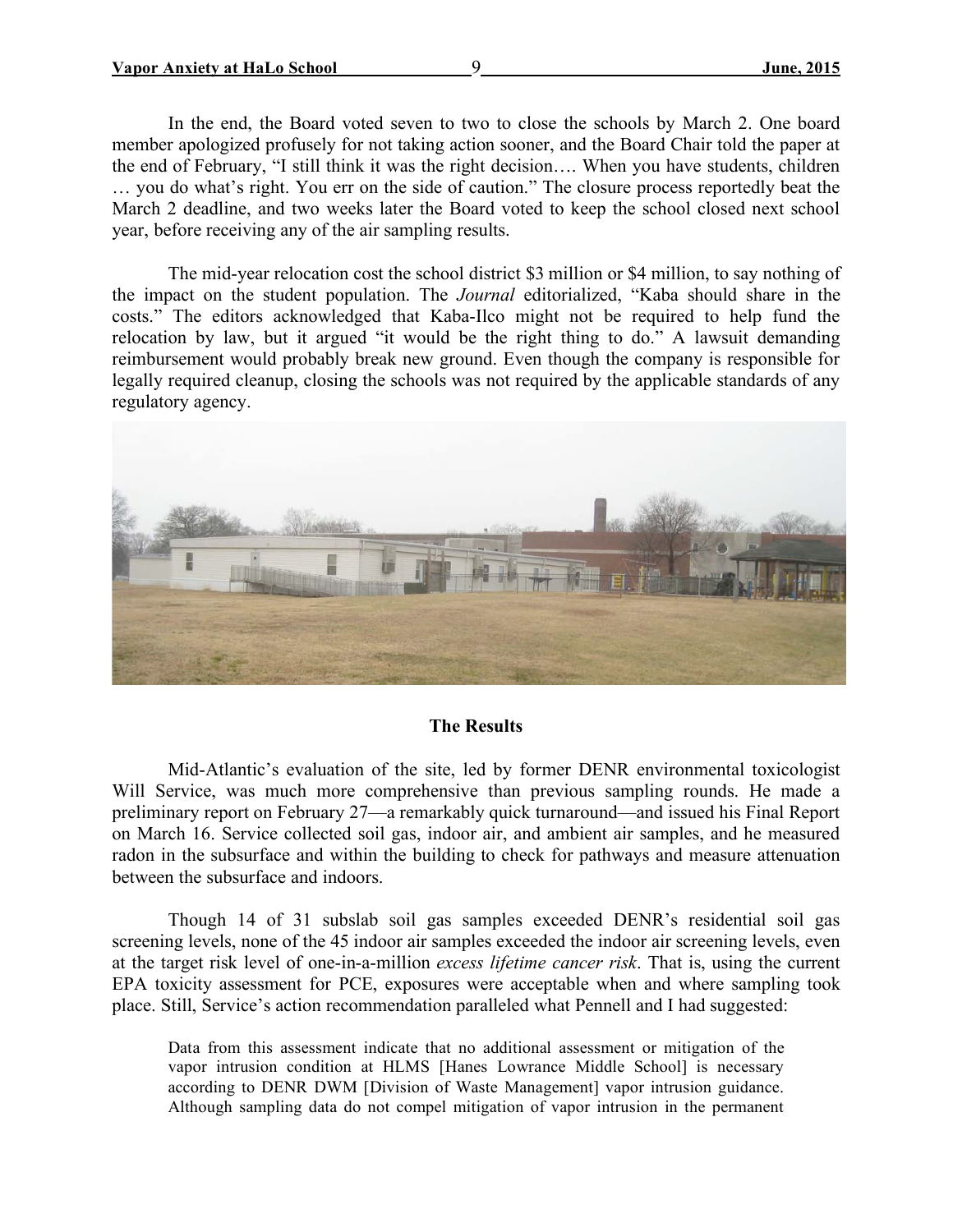In the end, the Board voted seven to two to close the schools by March 2. One board member apologized profusely for not taking action sooner, and the Board Chair told the paper at the end of February, "I still think it was the right decision…. When you have students, children … you do what's right. You err on the side of caution." The closure process reportedly beat the March 2 deadline, and two weeks later the Board voted to keep the school closed next school year, before receiving any of the air sampling results.

The mid-year relocation cost the school district $3 million or $4 million, to say nothing of the impact on the student population. The *Journal* editorialized, "Kaba should share in the costs." The editors acknowledged that Kaba-Ilco might not be required to help fund the relocation by law, but it argued "it would be the right thing to do." A lawsuit demanding reimbursement would probably break new ground. Even though the company is responsible for legally required cleanup, closing the schools was not required by the applicable standards of any regulatory agency.

## The Results

Mid-Atlantic's evaluation of the site, led by former DENR environmental toxicologist Will Service, was much more comprehensive than previous sampling rounds. He made a preliminary report on February 27—a remarkably quick turnaround—and issued his Final Report on March 16. Service collected soil gas, indoor air, and ambient air samples, and he measured radon in the subsurface and within the building to check for pathways and measure attenuation between the subsurface and indoors.

Though 14 of 31 subslab soil gas samples exceeded DENR's residential soil gas screening levels, none of the 45 indoor air samples exceeded the indoor air screening levels, even at the target risk level of one-in-a-million *excess lifetime cancer risk*. That is, using the current EPA toxicity assessment for PCE, exposures were acceptable when and where sampling took place. Still, Service's action recommendation paralleled what Pennell and I had suggested:

> Data from this assessment indicate that no additional assessment or mitigation of the vapor intrusion condition at HLMS [Hanes Lowrance Middle School] is necessary according to DENR DWM [Division of Waste Management] vapor intrusion guidance. Although sampling data do not compel mitigation of vapor intrusion in the permanent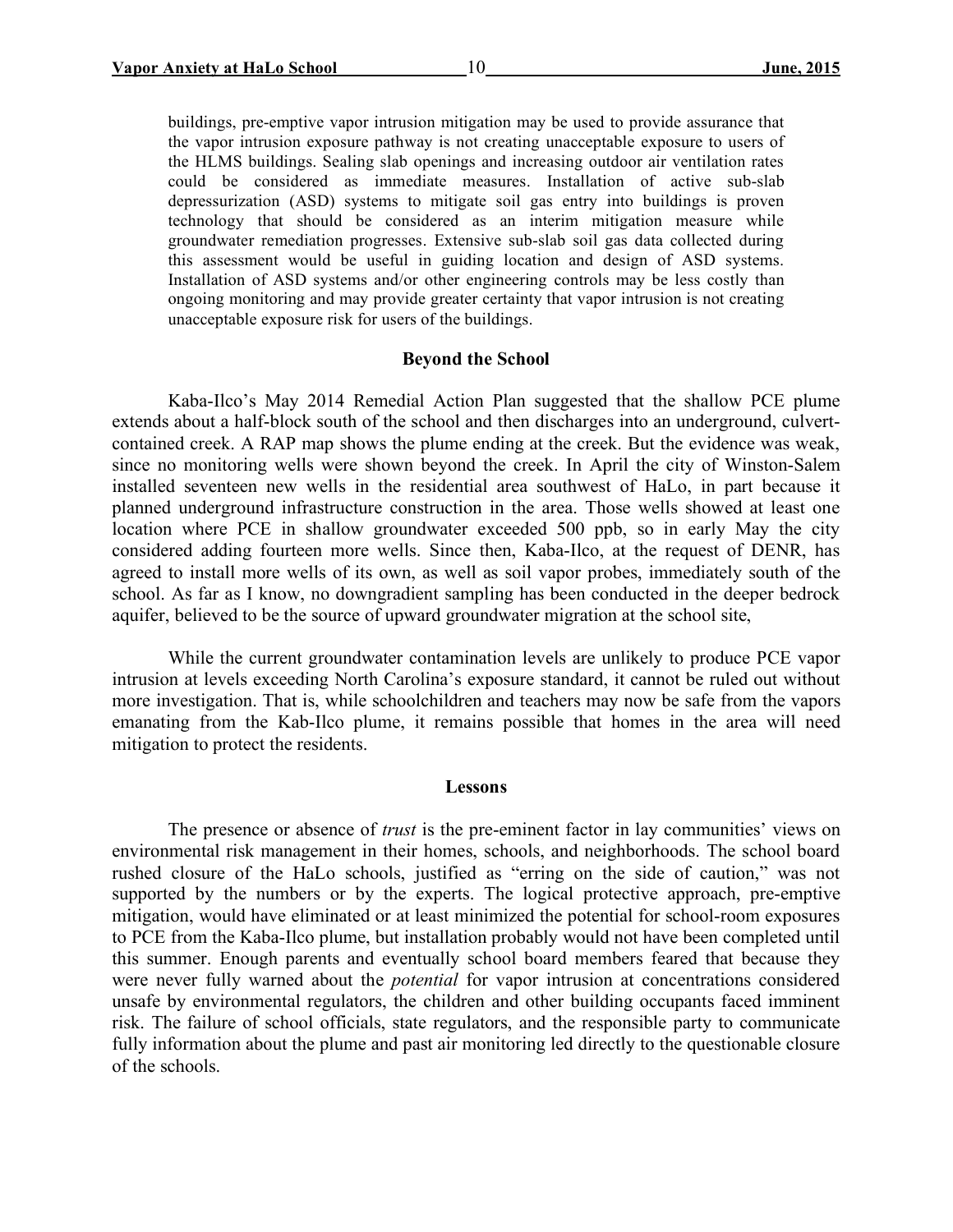buildings, pre-emptive vapor intrusion mitigation may be used to provide assurance that the vapor intrusion exposure pathway is not creating unacceptable exposure to users of the HLMS buildings. Sealing slab openings and increasing outdoor air ventilation rates could be considered as immediate measures. Installation of active sub-slab depressurization (ASD) systems to mitigate soil gas entry into buildings is proven technology that should be considered as an interim mitigation measure while groundwater remediation progresses. Extensive sub-slab soil gas data collected during this assessment would be useful in guiding location and design of ASD systems. Installation of ASD systems and/or other engineering controls may be less costly than ongoing monitoring and may provide greater certainty that vapor intrusion is not creating unacceptable exposure risk for users of the buildings.

## Beyond the School

Kaba-Ilco's May 2014 Remedial Action Plan suggested that the shallow PCE plume extends about a half-block south of the school and then discharges into an underground, culvert-contained creek. A RAP map shows the plume ending at the creek. But the evidence was weak, since no monitoring wells were shown beyond the creek. In April the city of Winston-Salem installed seventeen new wells in the residential area southwest of HaLo, in part because it planned underground infrastructure construction in the area. Those wells showed at least one location where PCE in shallow groundwater exceeded 500 ppb, so in early May the city considered adding fourteen more wells. Since then, Kaba-Ilco, at the request of DENR, has agreed to install more wells of its own, as well as soil vapor probes, immediately south of the school. As far as I know, no downgradient sampling has been conducted in the deeper bedrock aquifer, believed to be the source of upward groundwater migration at the school site,

While the current groundwater contamination levels are unlikely to produce PCE vapor intrusion at levels exceeding North Carolina's exposure standard, it cannot be ruled out without more investigation. That is, while schoolchildren and teachers may now be safe from the vapors emanating from the Kab-Ilco plume, it remains possible that homes in the area will need mitigation to protect the residents.

## Lessons

The presence or absence of *trust* is the pre-eminent factor in lay communities' views on environmental risk management in their homes, schools, and neighborhoods. The school board rushed closure of the HaLo schools, justified as "erring on the side of caution," was not supported by the numbers or by the experts. The logical protective approach, pre-emptive mitigation, would have eliminated or at least minimized the potential for school-room exposures to PCE from the Kaba-Ilco plume, but installation probably would not have been completed until this summer. Enough parents and eventually school board members feared that because they were never fully warned about the *potential* for vapor intrusion at concentrations considered unsafe by environmental regulators, the children and other building occupants faced imminent risk. The failure of school officials, state regulators, and the responsible party to communicate fully information about the plume and past air monitoring led directly to the questionable closure of the schools.